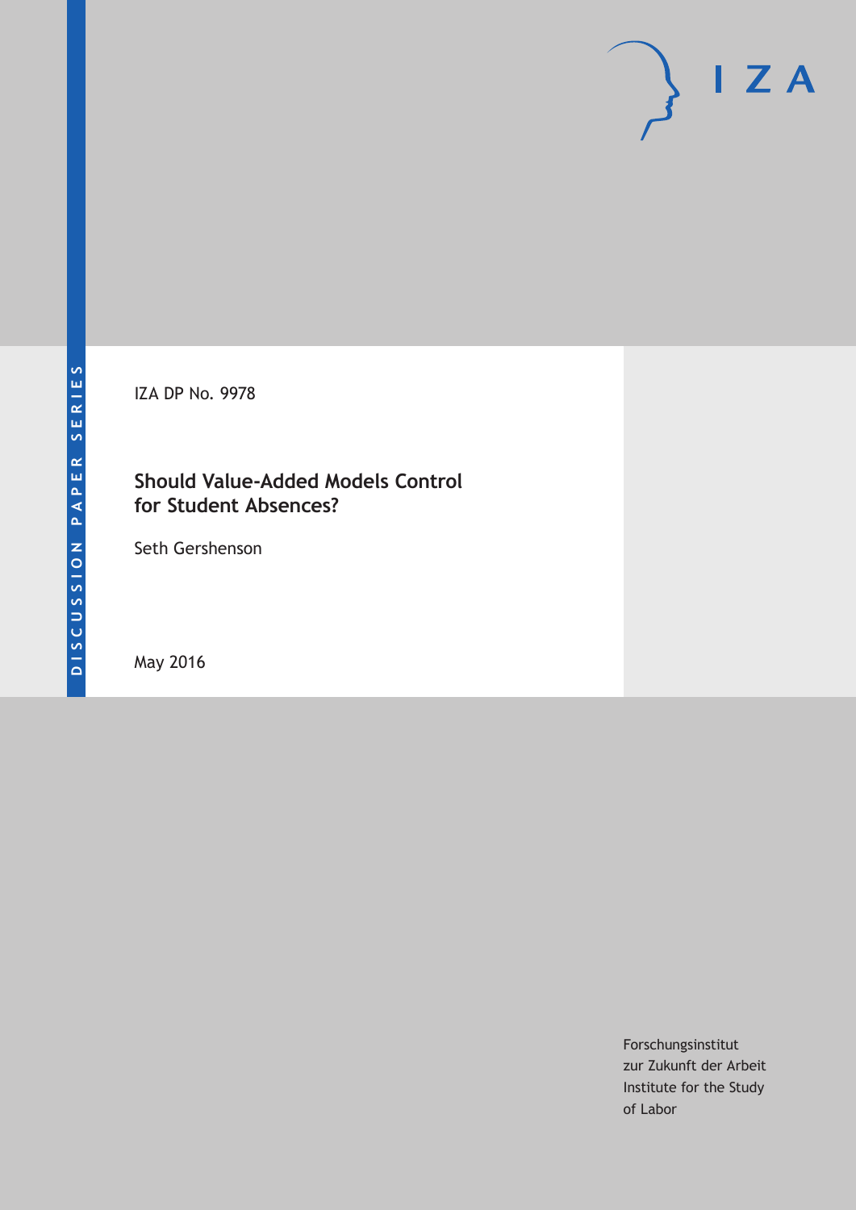DISCUSSION PAPER SERIES

IZA

IZA DP No. 9978

# Should Value-Added Models Control for Student Absences?

Seth Gershenson

May 2016

Forschungsinstitut
zur Zukunft der Arbeit
Institute for the Study
of Labor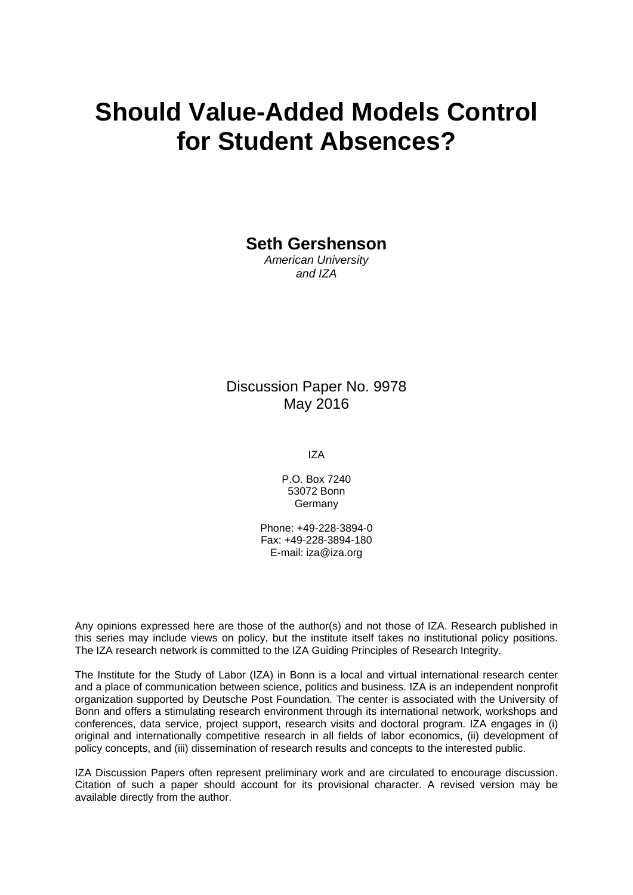# Should Value-Added Models Control for Student Absences?

**Seth Gershenson**

*American University*
*and IZA*

Discussion Paper No. 9978
May 2016

IZA

P.O. Box 7240
53072 Bonn
Germany

Phone: +49-228-3894-0
Fax: +49-228-3894-180
E-mail: iza@iza.org

Any opinions expressed here are those of the author(s) and not those of IZA. Research published in this series may include views on policy, but the institute itself takes no institutional policy positions. The IZA research network is committed to the IZA Guiding Principles of Research Integrity.

The Institute for the Study of Labor (IZA) in Bonn is a local and virtual international research center and a place of communication between science, politics and business. IZA is an independent nonprofit organization supported by Deutsche Post Foundation. The center is associated with the University of Bonn and offers a stimulating research environment through its international network, workshops and conferences, data service, project support, research visits and doctoral program. IZA engages in (i) original and internationally competitive research in all fields of labor economics, (ii) development of policy concepts, and (iii) dissemination of research results and concepts to the interested public.

IZA Discussion Papers often represent preliminary work and are circulated to encourage discussion. Citation of such a paper should account for its provisional character. A revised version may be available directly from the author.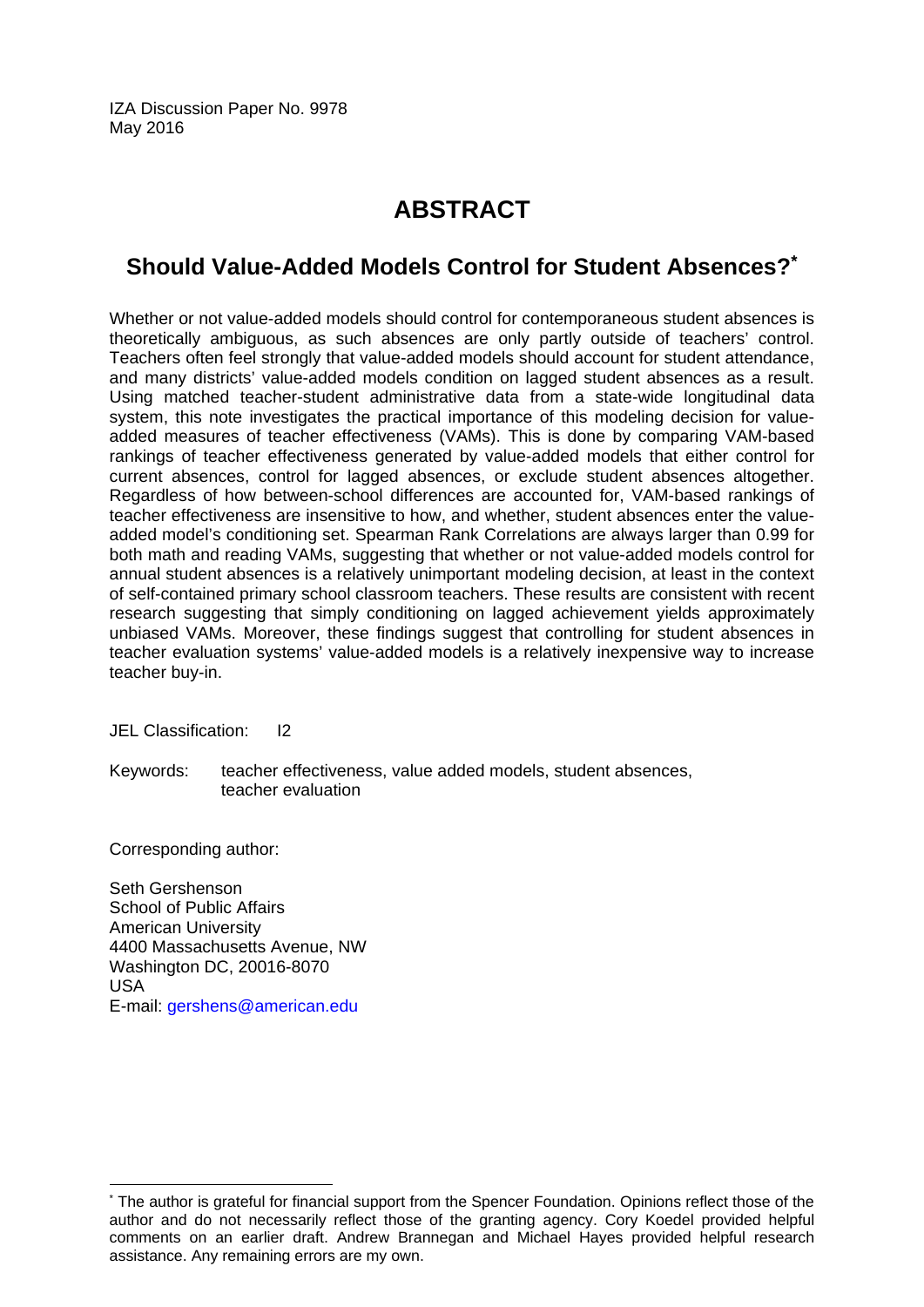IZA Discussion Paper No. 9978
May 2016

# ABSTRACT

## Should Value-Added Models Control for Student Absences?*

Whether or not value-added models should control for contemporaneous student absences is theoretically ambiguous, as such absences are only partly outside of teachers' control. Teachers often feel strongly that value-added models should account for student attendance, and many districts' value-added models condition on lagged student absences as a result. Using matched teacher-student administrative data from a state-wide longitudinal data system, this note investigates the practical importance of this modeling decision for value-added measures of teacher effectiveness (VAMs). This is done by comparing VAM-based rankings of teacher effectiveness generated by value-added models that either control for current absences, control for lagged absences, or exclude student absences altogether. Regardless of how between-school differences are accounted for, VAM-based rankings of teacher effectiveness are insensitive to how, and whether, student absences enter the value-added model's conditioning set. Spearman Rank Correlations are always larger than 0.99 for both math and reading VAMs, suggesting that whether or not value-added models control for annual student absences is a relatively unimportant modeling decision, at least in the context of self-contained primary school classroom teachers. These results are consistent with recent research suggesting that simply conditioning on lagged achievement yields approximately unbiased VAMs. Moreover, these findings suggest that controlling for student absences in teacher evaluation systems' value-added models is a relatively inexpensive way to increase teacher buy-in.

JEL Classification: I2

Keywords: teacher effectiveness, value added models, student absences, teacher evaluation

Corresponding author:

Seth Gershenson
School of Public Affairs
American University
4400 Massachusetts Avenue, NW
Washington DC, 20016-8070
USA
E-mail: gershens@american.edu

* The author is grateful for financial support from the Spencer Foundation. Opinions reflect those of the author and do not necessarily reflect those of the granting agency. Cory Koedel provided helpful comments on an earlier draft. Andrew Brannegan and Michael Hayes provided helpful research assistance. Any remaining errors are my own.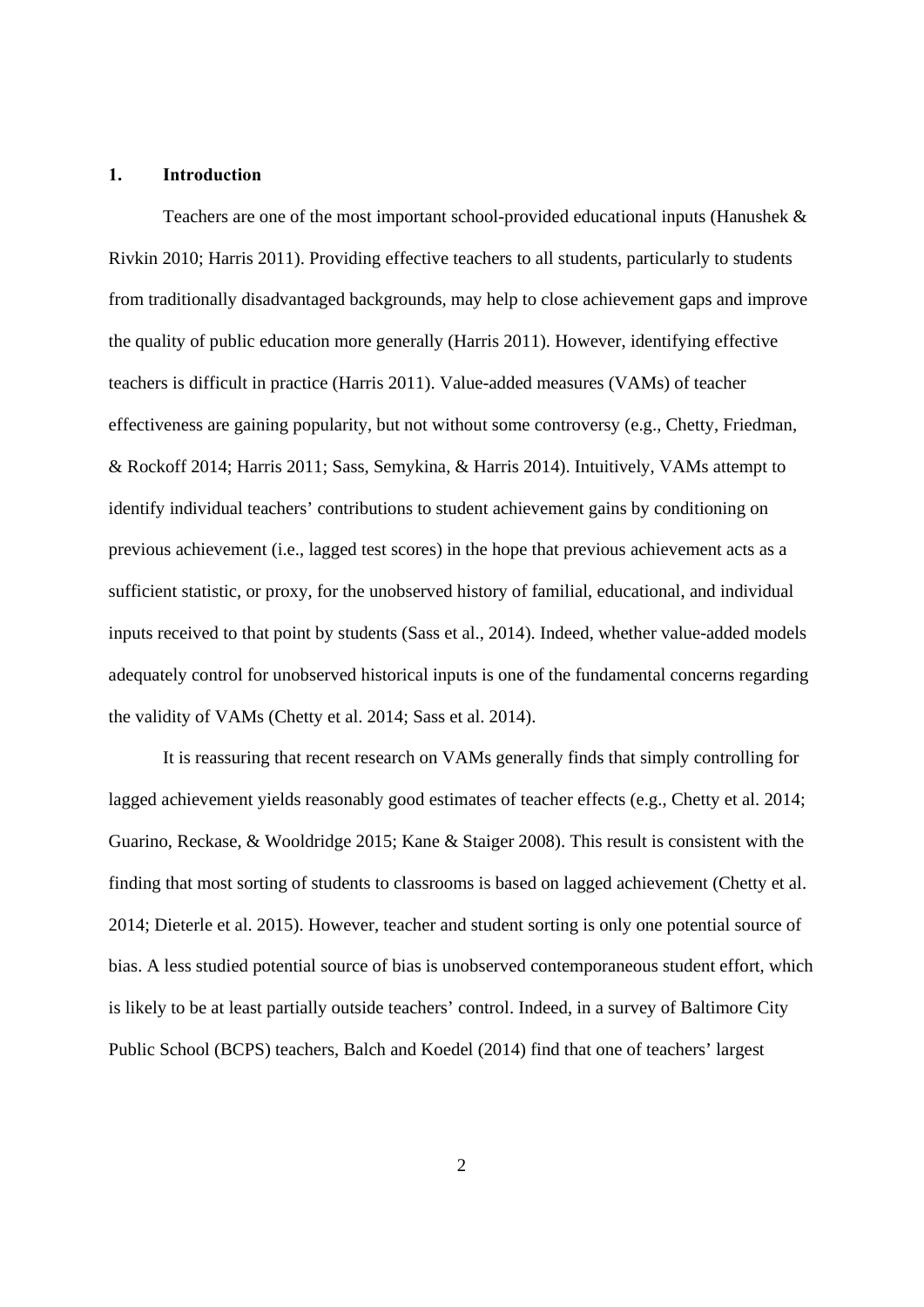## 1. Introduction

Teachers are one of the most important school-provided educational inputs (Hanushek & Rivkin 2010; Harris 2011). Providing effective teachers to all students, particularly to students from traditionally disadvantaged backgrounds, may help to close achievement gaps and improve the quality of public education more generally (Harris 2011). However, identifying effective teachers is difficult in practice (Harris 2011). Value-added measures (VAMs) of teacher effectiveness are gaining popularity, but not without some controversy (e.g., Chetty, Friedman, & Rockoff 2014; Harris 2011; Sass, Semykina, & Harris 2014). Intuitively, VAMs attempt to identify individual teachers' contributions to student achievement gains by conditioning on previous achievement (i.e., lagged test scores) in the hope that previous achievement acts as a sufficient statistic, or proxy, for the unobserved history of familial, educational, and individual inputs received to that point by students (Sass et al., 2014). Indeed, whether value-added models adequately control for unobserved historical inputs is one of the fundamental concerns regarding the validity of VAMs (Chetty et al. 2014; Sass et al. 2014).

It is reassuring that recent research on VAMs generally finds that simply controlling for lagged achievement yields reasonably good estimates of teacher effects (e.g., Chetty et al. 2014; Guarino, Reckase, & Wooldridge 2015; Kane & Staiger 2008). This result is consistent with the finding that most sorting of students to classrooms is based on lagged achievement (Chetty et al. 2014; Dieterle et al. 2015). However, teacher and student sorting is only one potential source of bias. A less studied potential source of bias is unobserved contemporaneous student effort, which is likely to be at least partially outside teachers' control. Indeed, in a survey of Baltimore City Public School (BCPS) teachers, Balch and Koedel (2014) find that one of teachers' largest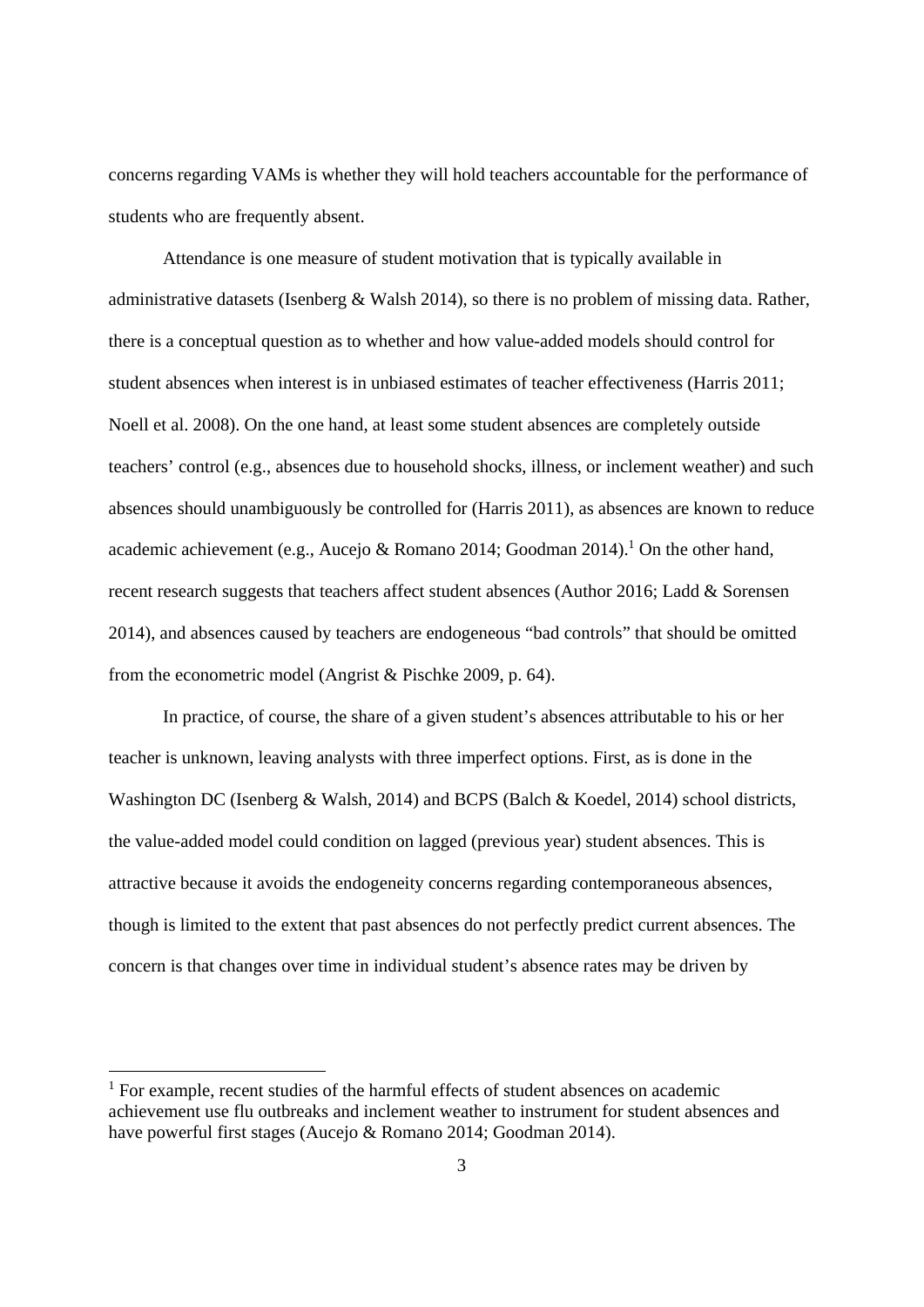concerns regarding VAMs is whether they will hold teachers accountable for the performance of students who are frequently absent.

Attendance is one measure of student motivation that is typically available in administrative datasets (Isenberg & Walsh 2014), so there is no problem of missing data. Rather, there is a conceptual question as to whether and how value-added models should control for student absences when interest is in unbiased estimates of teacher effectiveness (Harris 2011; Noell et al. 2008). On the one hand, at least some student absences are completely outside teachers' control (e.g., absences due to household shocks, illness, or inclement weather) and such absences should unambiguously be controlled for (Harris 2011), as absences are known to reduce academic achievement (e.g., Aucejo & Romano 2014; Goodman 2014).[1] On the other hand, recent research suggests that teachers affect student absences (Author 2016; Ladd & Sorensen 2014), and absences caused by teachers are endogeneous "bad controls" that should be omitted from the econometric model (Angrist & Pischke 2009, p. 64).

In practice, of course, the share of a given student's absences attributable to his or her teacher is unknown, leaving analysts with three imperfect options. First, as is done in the Washington DC (Isenberg & Walsh, 2014) and BCPS (Balch & Koedel, 2014) school districts, the value-added model could condition on lagged (previous year) student absences. This is attractive because it avoids the endogeneity concerns regarding contemporaneous absences, though is limited to the extent that past absences do not perfectly predict current absences. The concern is that changes over time in individual student's absence rates may be driven by

[1] For example, recent studies of the harmful effects of student absences on academic achievement use flu outbreaks and inclement weather to instrument for student absences and have powerful first stages (Aucejo & Romano 2014; Goodman 2014).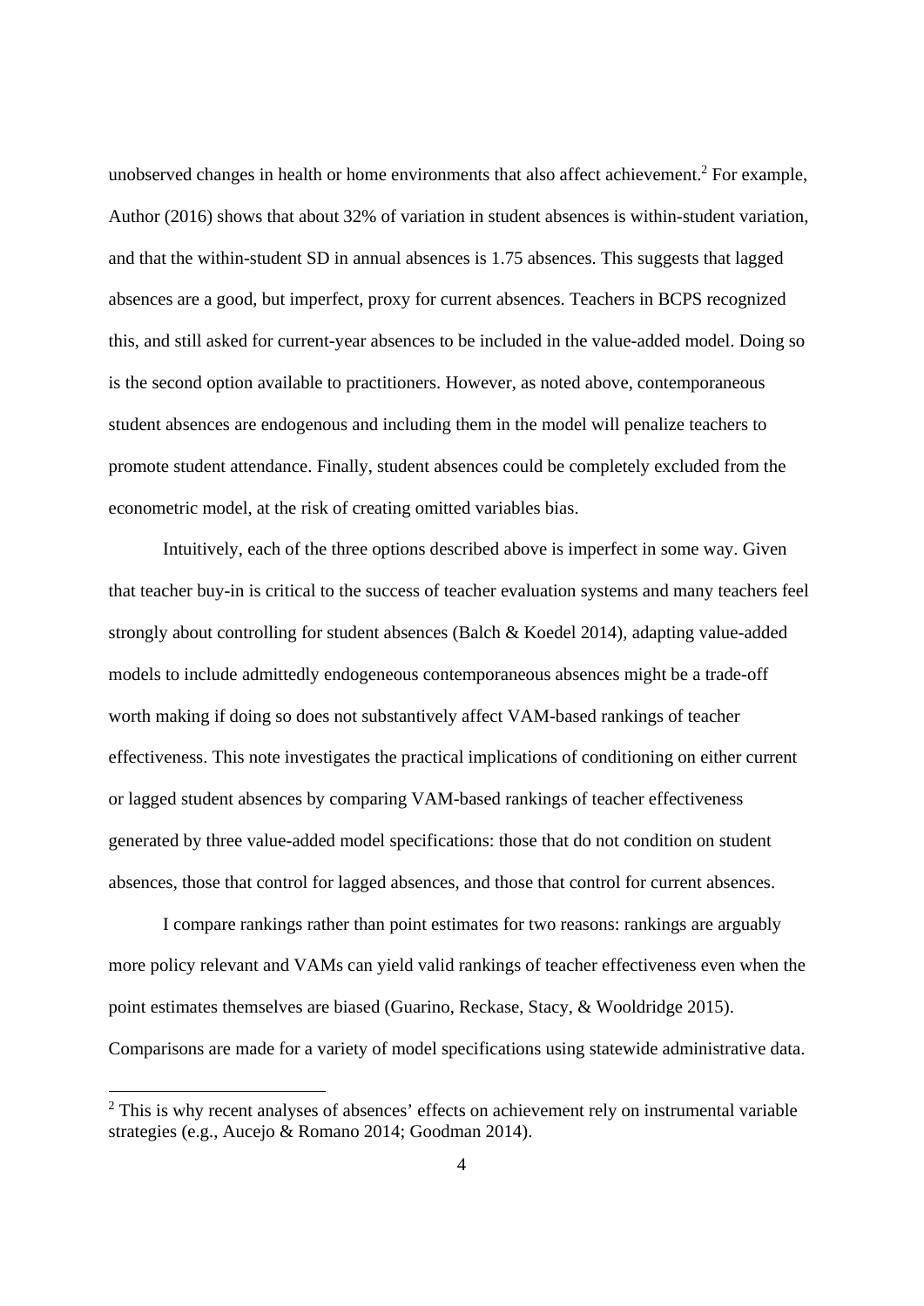unobserved changes in health or home environments that also affect achievement.[2] For example, Author (2016) shows that about 32% of variation in student absences is within-student variation, and that the within-student SD in annual absences is 1.75 absences. This suggests that lagged absences are a good, but imperfect, proxy for current absences. Teachers in BCPS recognized this, and still asked for current-year absences to be included in the value-added model. Doing so is the second option available to practitioners. However, as noted above, contemporaneous student absences are endogenous and including them in the model will penalize teachers to promote student attendance. Finally, student absences could be completely excluded from the econometric model, at the risk of creating omitted variables bias.

Intuitively, each of the three options described above is imperfect in some way. Given that teacher buy-in is critical to the success of teacher evaluation systems and many teachers feel strongly about controlling for student absences (Balch & Koedel 2014), adapting value-added models to include admittedly endogeneous contemporaneous absences might be a trade-off worth making if doing so does not substantively affect VAM-based rankings of teacher effectiveness. This note investigates the practical implications of conditioning on either current or lagged student absences by comparing VAM-based rankings of teacher effectiveness generated by three value-added model specifications: those that do not condition on student absences, those that control for lagged absences, and those that control for current absences.

I compare rankings rather than point estimates for two reasons: rankings are arguably more policy relevant and VAMs can yield valid rankings of teacher effectiveness even when the point estimates themselves are biased (Guarino, Reckase, Stacy, & Wooldridge 2015). Comparisons are made for a variety of model specifications using statewide administrative data.

[2] This is why recent analyses of absences' effects on achievement rely on instrumental variable strategies (e.g., Aucejo & Romano 2014; Goodman 2014).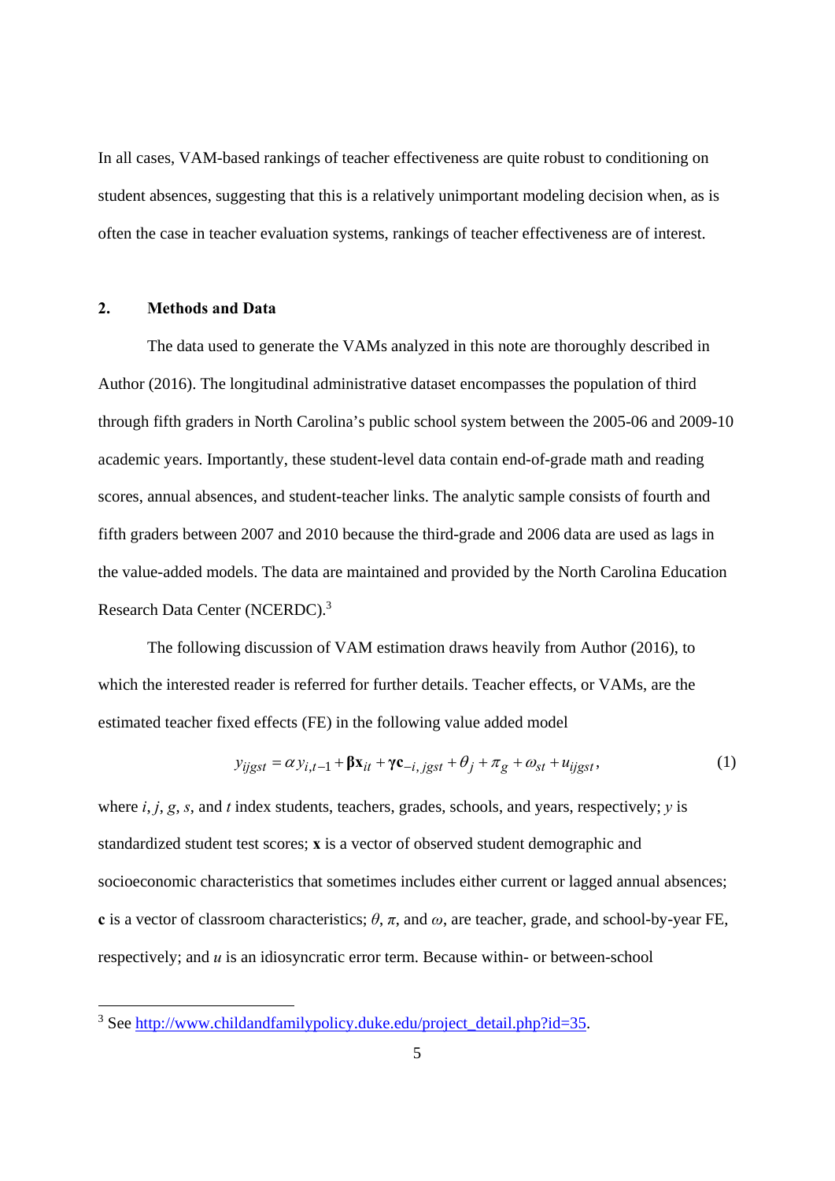In all cases, VAM-based rankings of teacher effectiveness are quite robust to conditioning on student absences, suggesting that this is a relatively unimportant modeling decision when, as is often the case in teacher evaluation systems, rankings of teacher effectiveness are of interest.

## 2. Methods and Data

The data used to generate the VAMs analyzed in this note are thoroughly described in Author (2016). The longitudinal administrative dataset encompasses the population of third through fifth graders in North Carolina's public school system between the 2005-06 and 2009-10 academic years. Importantly, these student-level data contain end-of-grade math and reading scores, annual absences, and student-teacher links. The analytic sample consists of fourth and fifth graders between 2007 and 2010 because the third-grade and 2006 data are used as lags in the value-added models. The data are maintained and provided by the North Carolina Education Research Data Center (NCERDC).[3]

The following discussion of VAM estimation draws heavily from Author (2016), to which the interested reader is referred for further details. Teacher effects, or VAMs, are the estimated teacher fixed effects (FE) in the following value added model

$$y_{ijgst} = \alpha y_{i,t-1} + \boldsymbol{\beta}\mathbf{x}_{it} + \boldsymbol{\gamma}\mathbf{c}_{-i,jgst} + \theta_j + \pi_g + \omega_{st} + u_{ijgst}, \tag{1}$$

where $i$, $j$, $g$, $s$, and $t$ index students, teachers, grades, schools, and years, respectively; $y$ is standardized student test scores; $\mathbf{x}$ is a vector of observed student demographic and socioeconomic characteristics that sometimes includes either current or lagged annual absences; $\mathbf{c}$ is a vector of classroom characteristics; $\theta$, $\pi$, and $\omega$, are teacher, grade, and school-by-year FE, respectively; and $u$ is an idiosyncratic error term. Because within- or between-school

[3] See http://www.childandfamilypolicy.duke.edu/project_detail.php?id=35.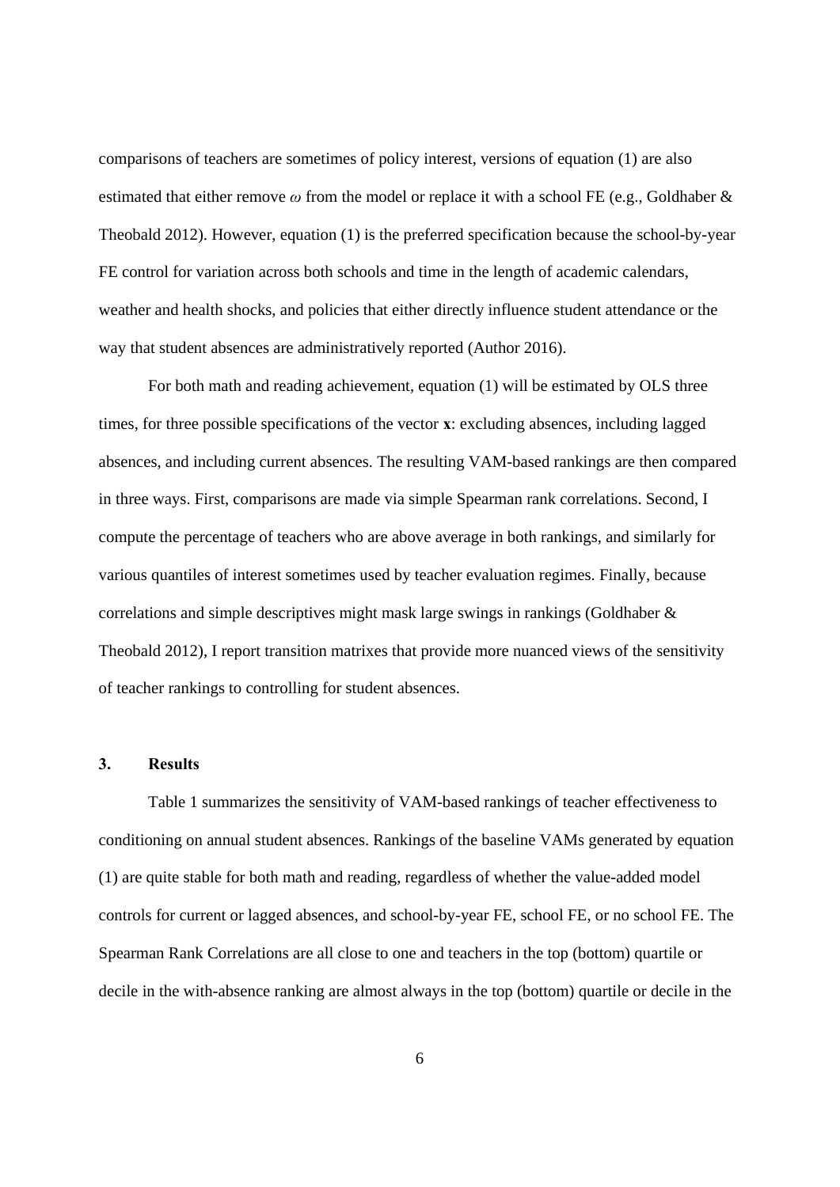comparisons of teachers are sometimes of policy interest, versions of equation (1) are also estimated that either remove $\omega$ from the model or replace it with a school FE (e.g., Goldhaber & Theobald 2012). However, equation (1) is the preferred specification because the school-by-year FE control for variation across both schools and time in the length of academic calendars, weather and health shocks, and policies that either directly influence student attendance or the way that student absences are administratively reported (Author 2016).

For both math and reading achievement, equation (1) will be estimated by OLS three times, for three possible specifications of the vector $\mathbf{x}$: excluding absences, including lagged absences, and including current absences. The resulting VAM-based rankings are then compared in three ways. First, comparisons are made via simple Spearman rank correlations. Second, I compute the percentage of teachers who are above average in both rankings, and similarly for various quantiles of interest sometimes used by teacher evaluation regimes. Finally, because correlations and simple descriptives might mask large swings in rankings (Goldhaber & Theobald 2012), I report transition matrixes that provide more nuanced views of the sensitivity of teacher rankings to controlling for student absences.

## 3. Results

Table 1 summarizes the sensitivity of VAM-based rankings of teacher effectiveness to conditioning on annual student absences. Rankings of the baseline VAMs generated by equation (1) are quite stable for both math and reading, regardless of whether the value-added model controls for current or lagged absences, and school-by-year FE, school FE, or no school FE. The Spearman Rank Correlations are all close to one and teachers in the top (bottom) quartile or decile in the with-absence ranking are almost always in the top (bottom) quartile or decile in the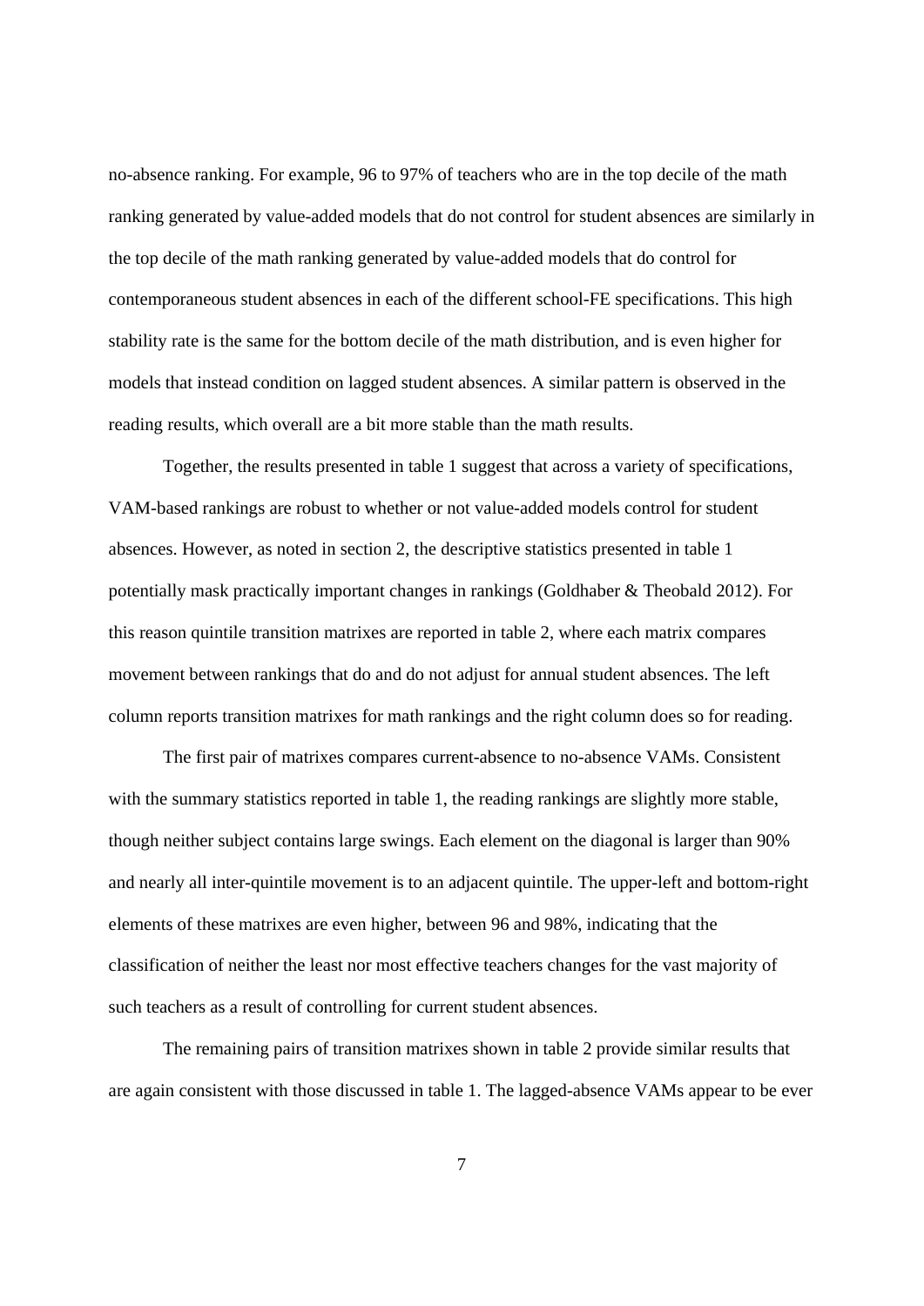no-absence ranking. For example, 96 to 97% of teachers who are in the top decile of the math ranking generated by value-added models that do not control for student absences are similarly in the top decile of the math ranking generated by value-added models that do control for contemporaneous student absences in each of the different school-FE specifications. This high stability rate is the same for the bottom decile of the math distribution, and is even higher for models that instead condition on lagged student absences. A similar pattern is observed in the reading results, which overall are a bit more stable than the math results.

Together, the results presented in table 1 suggest that across a variety of specifications, VAM-based rankings are robust to whether or not value-added models control for student absences. However, as noted in section 2, the descriptive statistics presented in table 1 potentially mask practically important changes in rankings (Goldhaber & Theobald 2012). For this reason quintile transition matrixes are reported in table 2, where each matrix compares movement between rankings that do and do not adjust for annual student absences. The left column reports transition matrixes for math rankings and the right column does so for reading.

The first pair of matrixes compares current-absence to no-absence VAMs. Consistent with the summary statistics reported in table 1, the reading rankings are slightly more stable, though neither subject contains large swings. Each element on the diagonal is larger than 90% and nearly all inter-quintile movement is to an adjacent quintile. The upper-left and bottom-right elements of these matrixes are even higher, between 96 and 98%, indicating that the classification of neither the least nor most effective teachers changes for the vast majority of such teachers as a result of controlling for current student absences.

The remaining pairs of transition matrixes shown in table 2 provide similar results that are again consistent with those discussed in table 1. The lagged-absence VAMs appear to be ever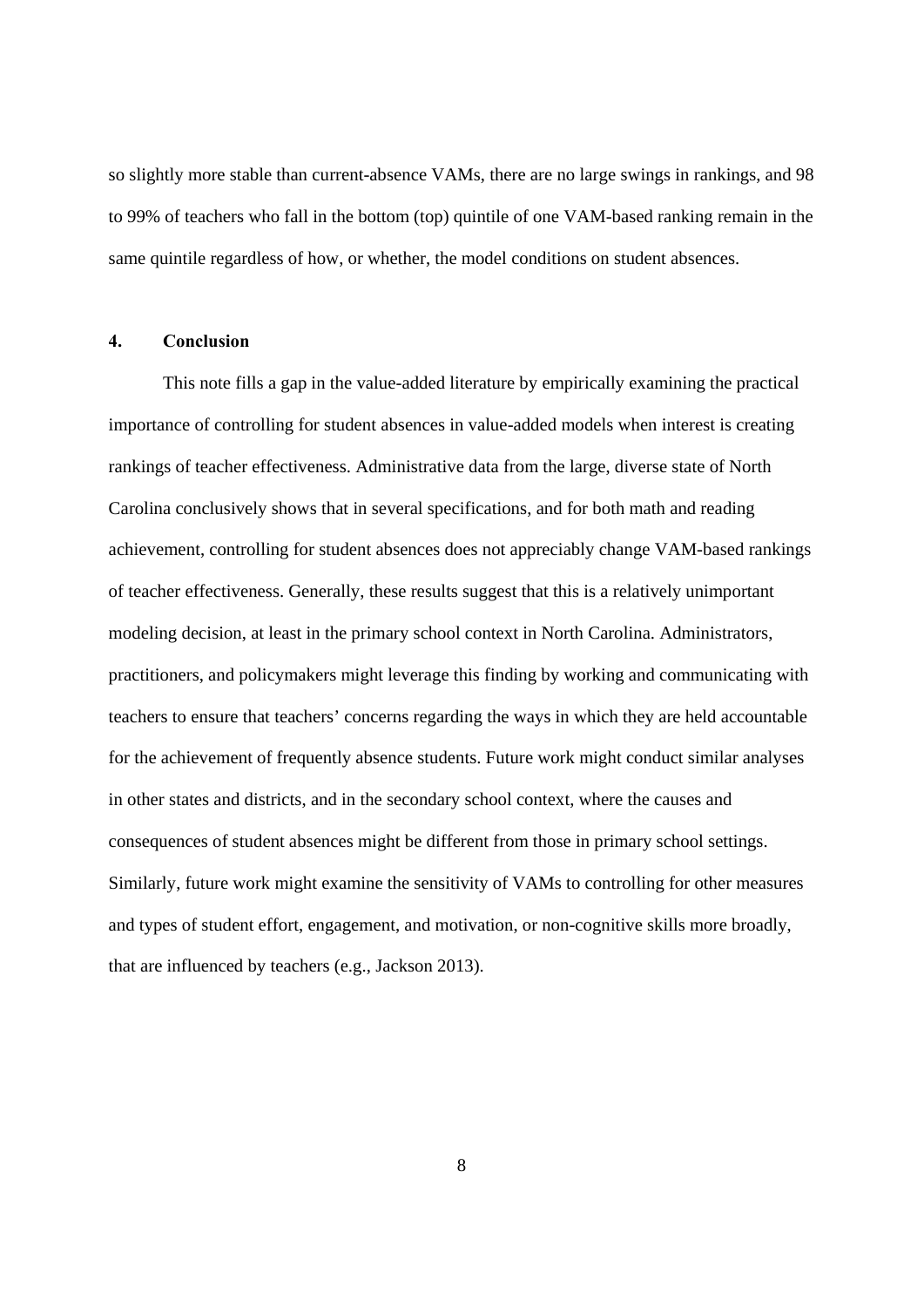so slightly more stable than current-absence VAMs, there are no large swings in rankings, and 98 to 99% of teachers who fall in the bottom (top) quintile of one VAM-based ranking remain in the same quintile regardless of how, or whether, the model conditions on student absences.

## 4. Conclusion

This note fills a gap in the value-added literature by empirically examining the practical importance of controlling for student absences in value-added models when interest is creating rankings of teacher effectiveness. Administrative data from the large, diverse state of North Carolina conclusively shows that in several specifications, and for both math and reading achievement, controlling for student absences does not appreciably change VAM-based rankings of teacher effectiveness. Generally, these results suggest that this is a relatively unimportant modeling decision, at least in the primary school context in North Carolina. Administrators, practitioners, and policymakers might leverage this finding by working and communicating with teachers to ensure that teachers' concerns regarding the ways in which they are held accountable for the achievement of frequently absence students. Future work might conduct similar analyses in other states and districts, and in the secondary school context, where the causes and consequences of student absences might be different from those in primary school settings. Similarly, future work might examine the sensitivity of VAMs to controlling for other measures and types of student effort, engagement, and motivation, or non-cognitive skills more broadly, that are influenced by teachers (e.g., Jackson 2013).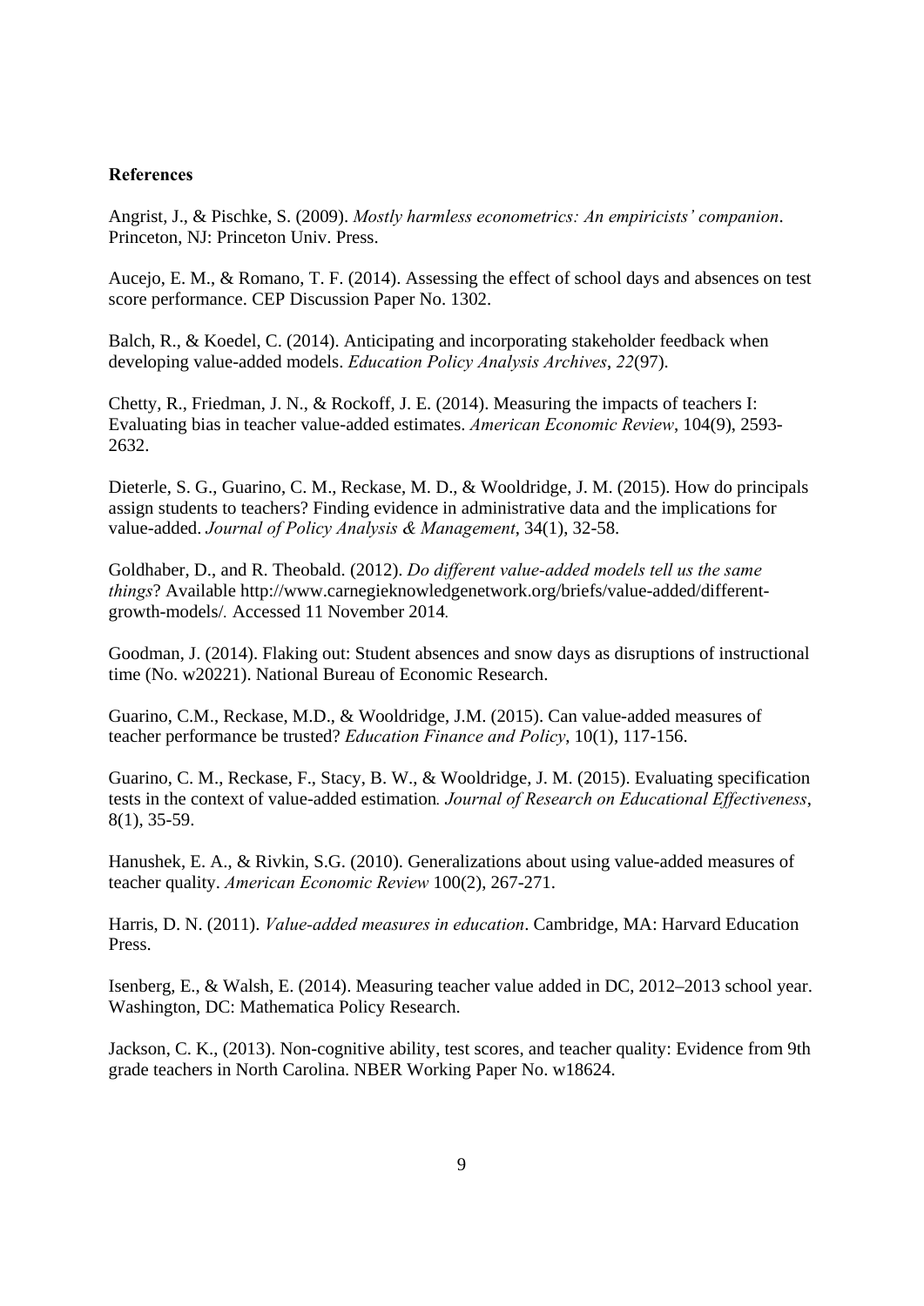**References**

Angrist, J., & Pischke, S. (2009). *Mostly harmless econometrics: An empiricists' companion*. Princeton, NJ: Princeton Univ. Press.

Aucejo, E. M., & Romano, T. F. (2014). Assessing the effect of school days and absences on test score performance. CEP Discussion Paper No. 1302.

Balch, R., & Koedel, C. (2014). Anticipating and incorporating stakeholder feedback when developing value-added models. *Education Policy Analysis Archives*, *22*(97).

Chetty, R., Friedman, J. N., & Rockoff, J. E. (2014). Measuring the impacts of teachers I: Evaluating bias in teacher value-added estimates. *American Economic Review*, 104(9), 2593-2632.

Dieterle, S. G., Guarino, C. M., Reckase, M. D., & Wooldridge, J. M. (2015). How do principals assign students to teachers? Finding evidence in administrative data and the implications for value-added. *Journal of Policy Analysis & Management*, 34(1), 32-58.

Goldhaber, D., and R. Theobald. (2012). *Do different value-added models tell us the same things*? Available http://www.carnegieknowledgenetwork.org/briefs/value-added/different-growth-models/. Accessed 11 November 2014.

Goodman, J. (2014). Flaking out: Student absences and snow days as disruptions of instructional time (No. w20221). National Bureau of Economic Research.

Guarino, C.M., Reckase, M.D., & Wooldridge, J.M. (2015). Can value-added measures of teacher performance be trusted? *Education Finance and Policy*, 10(1), 117-156.

Guarino, C. M., Reckase, F., Stacy, B. W., & Wooldridge, J. M. (2015). Evaluating specification tests in the context of value-added estimation*. Journal of Research on Educational Effectiveness*, 8(1), 35-59.

Hanushek, E. A., & Rivkin, S.G. (2010). Generalizations about using value-added measures of teacher quality. *American Economic Review* 100(2), 267-271.

Harris, D. N. (2011). *Value-added measures in education*. Cambridge, MA: Harvard Education Press.

Isenberg, E., & Walsh, E. (2014). Measuring teacher value added in DC, 2012–2013 school year. Washington, DC: Mathematica Policy Research.

Jackson, C. K., (2013). Non-cognitive ability, test scores, and teacher quality: Evidence from 9th grade teachers in North Carolina. NBER Working Paper No. w18624.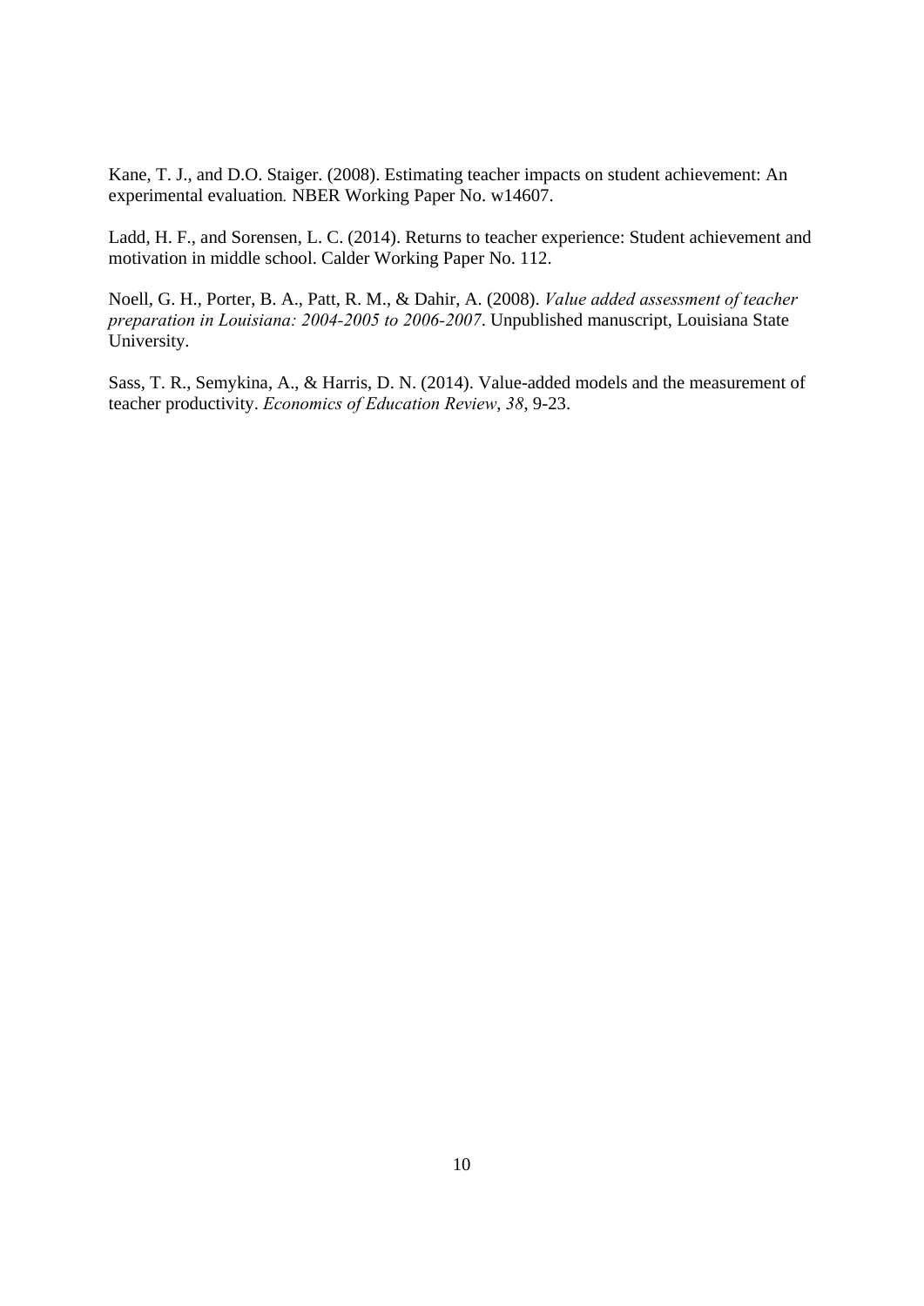Kane, T. J., and D.O. Staiger. (2008). Estimating teacher impacts on student achievement: An experimental evaluation. NBER Working Paper No. w14607.

Ladd, H. F., and Sorensen, L. C. (2014). Returns to teacher experience: Student achievement and motivation in middle school. Calder Working Paper No. 112.

Noell, G. H., Porter, B. A., Patt, R. M., & Dahir, A. (2008). *Value added assessment of teacher preparation in Louisiana: 2004-2005 to 2006-2007*. Unpublished manuscript, Louisiana State University.

Sass, T. R., Semykina, A., & Harris, D. N. (2014). Value-added models and the measurement of teacher productivity. *Economics of Education Review*, *38*, 9-23.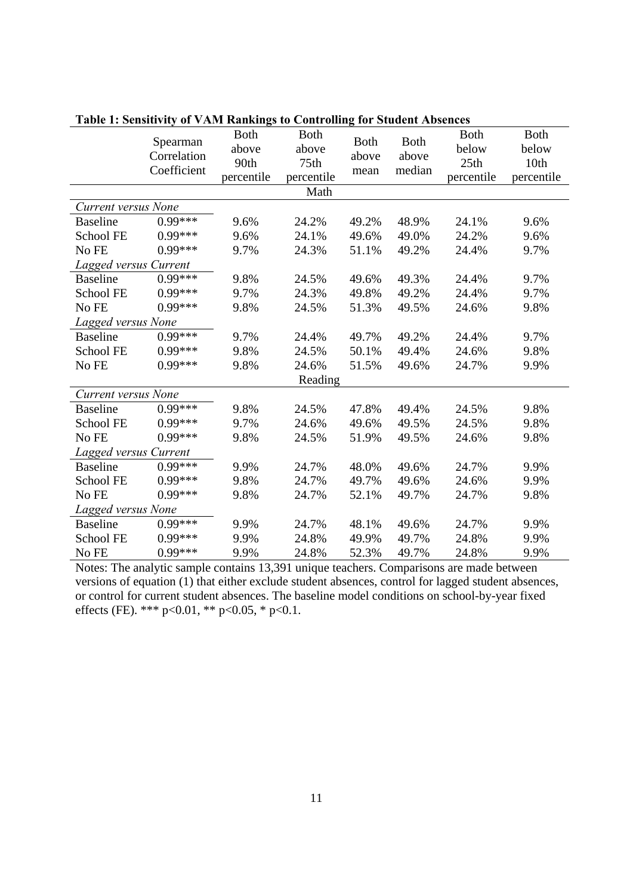**Table 1: Sensitivity of VAM Rankings to Controlling for Student Absences**

| | Spearman Correlation Coefficient | Both above 90th percentile | Both above 75th percentile | Both above mean | Both above median | Both below 25th percentile | Both below 10th percentile |
|---|---|---|---|---|---|---|---|
| | | | Math | | | | |
| *Current versus None* | | | | | | | |
| Baseline | 0.99*** | 9.6% | 24.2% | 49.2% | 48.9% | 24.1% | 9.6% |
| School FE | 0.99*** | 9.6% | 24.1% | 49.6% | 49.0% | 24.2% | 9.6% |
| No FE | 0.99*** | 9.7% | 24.3% | 51.1% | 49.2% | 24.4% | 9.7% |
| *Lagged versus Current* | | | | | | | |
| Baseline | 0.99*** | 9.8% | 24.5% | 49.6% | 49.3% | 24.4% | 9.7% |
| School FE | 0.99*** | 9.7% | 24.3% | 49.8% | 49.2% | 24.4% | 9.7% |
| No FE | 0.99*** | 9.8% | 24.5% | 51.3% | 49.5% | 24.6% | 9.8% |
| *Lagged versus None* | | | | | | | |
| Baseline | 0.99*** | 9.7% | 24.4% | 49.7% | 49.2% | 24.4% | 9.7% |
| School FE | 0.99*** | 9.8% | 24.5% | 50.1% | 49.4% | 24.6% | 9.8% |
| No FE | 0.99*** | 9.8% | 24.6% | 51.5% | 49.6% | 24.7% | 9.9% |
| | | | Reading | | | | |
| *Current versus None* | | | | | | | |
| Baseline | 0.99*** | 9.8% | 24.5% | 47.8% | 49.4% | 24.5% | 9.8% |
| School FE | 0.99*** | 9.7% | 24.6% | 49.6% | 49.5% | 24.5% | 9.8% |
| No FE | 0.99*** | 9.8% | 24.5% | 51.9% | 49.5% | 24.6% | 9.8% |
| *Lagged versus Current* | | | | | | | |
| Baseline | 0.99*** | 9.9% | 24.7% | 48.0% | 49.6% | 24.7% | 9.9% |
| School FE | 0.99*** | 9.8% | 24.7% | 49.7% | 49.6% | 24.6% | 9.9% |
| No FE | 0.99*** | 9.8% | 24.7% | 52.1% | 49.7% | 24.7% | 9.8% |
| *Lagged versus None* | | | | | | | |
| Baseline | 0.99*** | 9.9% | 24.7% | 48.1% | 49.6% | 24.7% | 9.9% |
| School FE | 0.99*** | 9.9% | 24.8% | 49.9% | 49.7% | 24.8% | 9.9% |
| No FE | 0.99*** | 9.9% | 24.8% | 52.3% | 49.7% | 24.8% | 9.9% |

Notes: The analytic sample contains 13,391 unique teachers. Comparisons are made between versions of equation (1) that either exclude student absences, control for lagged student absences, or control for current student absences. The baseline model conditions on school-by-year fixed effects (FE). *** p<0.01, ** p<0.05, * p<0.1.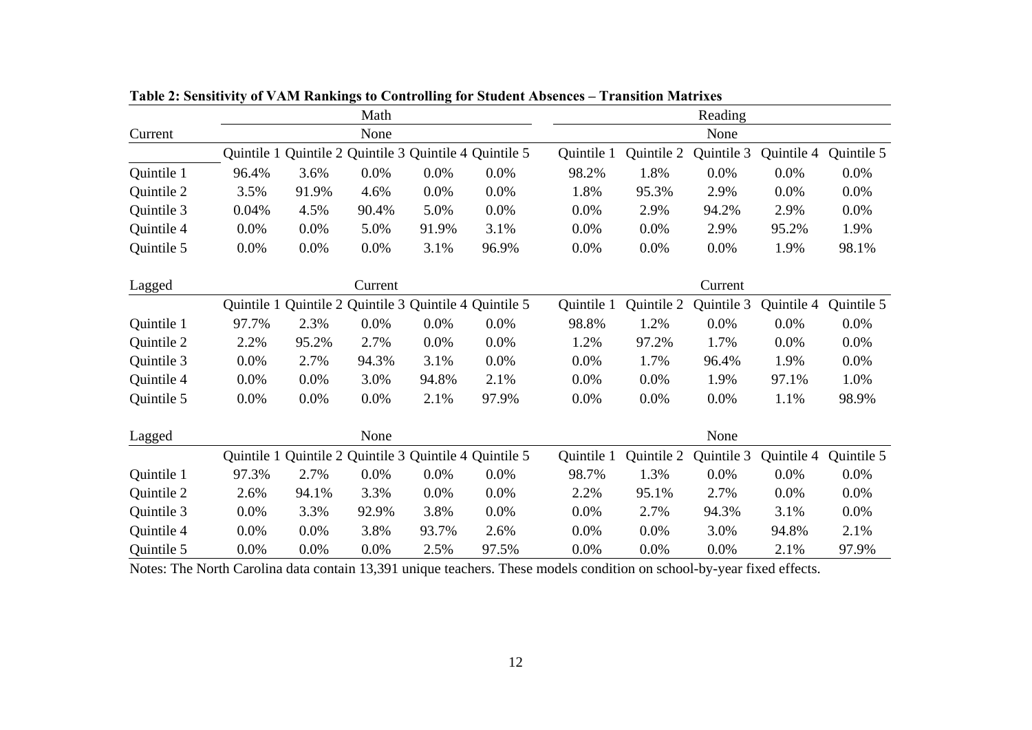**Table 2: Sensitivity of VAM Rankings to Controlling for Student Absences – Transition Matrixes**

| | Math | | | | | Reading | | | | |
|---|---|---|---|---|---|---|---|---|---|---|
| Current | None | | | | | None | | | | |
| | Quintile 1 | Quintile 2 | Quintile 3 | Quintile 4 | Quintile 5 | Quintile 1 | Quintile 2 | Quintile 3 | Quintile 4 | Quintile 5 |
| Quintile 1 | 96.4% | 3.6% | 0.0% | 0.0% | 0.0% | 98.2% | 1.8% | 0.0% | 0.0% | 0.0% |
| Quintile 2 | 3.5% | 91.9% | 4.6% | 0.0% | 0.0% | 1.8% | 95.3% | 2.9% | 0.0% | 0.0% |
| Quintile 3 | 0.04% | 4.5% | 90.4% | 5.0% | 0.0% | 0.0% | 2.9% | 94.2% | 2.9% | 0.0% |
| Quintile 4 | 0.0% | 0.0% | 5.0% | 91.9% | 3.1% | 0.0% | 0.0% | 2.9% | 95.2% | 1.9% |
| Quintile 5 | 0.0% | 0.0% | 0.0% | 3.1% | 96.9% | 0.0% | 0.0% | 0.0% | 1.9% | 98.1% |
| Lagged | Current | | | | | Current | | | | |
| | Quintile 1 | Quintile 2 | Quintile 3 | Quintile 4 | Quintile 5 | Quintile 1 | Quintile 2 | Quintile 3 | Quintile 4 | Quintile 5 |
| Quintile 1 | 97.7% | 2.3% | 0.0% | 0.0% | 0.0% | 98.8% | 1.2% | 0.0% | 0.0% | 0.0% |
| Quintile 2 | 2.2% | 95.2% | 2.7% | 0.0% | 0.0% | 1.2% | 97.2% | 1.7% | 0.0% | 0.0% |
| Quintile 3 | 0.0% | 2.7% | 94.3% | 3.1% | 0.0% | 0.0% | 1.7% | 96.4% | 1.9% | 0.0% |
| Quintile 4 | 0.0% | 0.0% | 3.0% | 94.8% | 2.1% | 0.0% | 0.0% | 1.9% | 97.1% | 1.0% |
| Quintile 5 | 0.0% | 0.0% | 0.0% | 2.1% | 97.9% | 0.0% | 0.0% | 0.0% | 1.1% | 98.9% |
| Lagged | None | | | | | None | | | | |
| | Quintile 1 | Quintile 2 | Quintile 3 | Quintile 4 | Quintile 5 | Quintile 1 | Quintile 2 | Quintile 3 | Quintile 4 | Quintile 5 |
| Quintile 1 | 97.3% | 2.7% | 0.0% | 0.0% | 0.0% | 98.7% | 1.3% | 0.0% | 0.0% | 0.0% |
| Quintile 2 | 2.6% | 94.1% | 3.3% | 0.0% | 0.0% | 2.2% | 95.1% | 2.7% | 0.0% | 0.0% |
| Quintile 3 | 0.0% | 3.3% | 92.9% | 3.8% | 0.0% | 0.0% | 2.7% | 94.3% | 3.1% | 0.0% |
| Quintile 4 | 0.0% | 0.0% | 3.8% | 93.7% | 2.6% | 0.0% | 0.0% | 3.0% | 94.8% | 2.1% |
| Quintile 5 | 0.0% | 0.0% | 0.0% | 2.5% | 97.5% | 0.0% | 0.0% | 0.0% | 2.1% | 97.9% |

Notes: The North Carolina data contain 13,391 unique teachers. These models condition on school-by-year fixed effects.